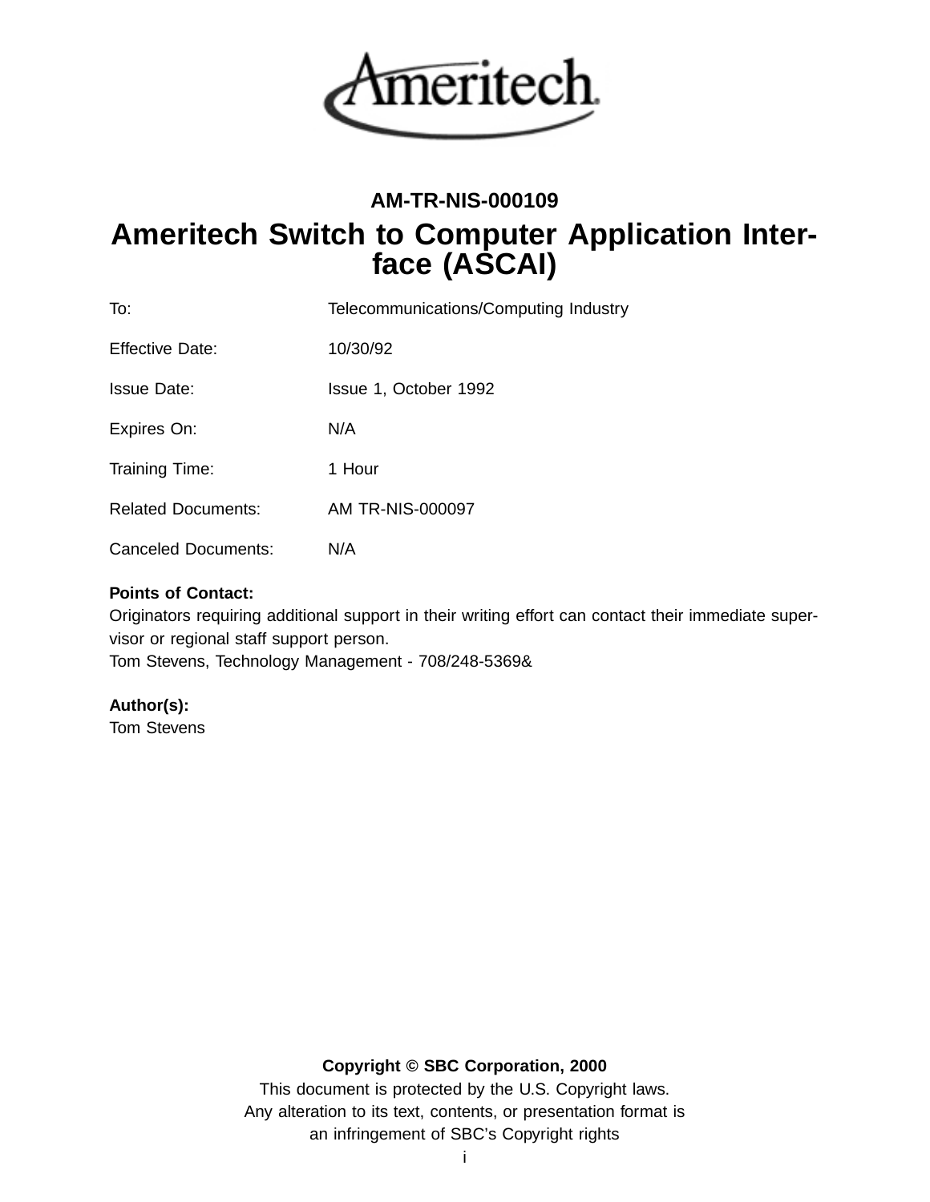Ameritech

**AM-TR-NIS-000109**

# Ameritech Switch to Computer Application Interface (ASCAI)

| | |
|---|---|
| To: | Telecommunications/Computing Industry |
| Effective Date: | 10/30/92 |
| Issue Date: | Issue 1, October 1992 |
| Expires On: | N/A |
| Training Time: | 1 Hour |
| Related Documents: | AM TR-NIS-000097 |
| Canceled Documents: | N/A |

**Points of Contact:**
Originators requiring additional support in their writing effort can contact their immediate supervisor or regional staff support person.
Tom Stevens, Technology Management - 708/248-5369&

**Author(s):**
Tom Stevens

**Copyright © SBC Corporation, 2000**
This document is protected by the U.S. Copyright laws.
Any alteration to its text, contents, or presentation format is
an infringement of SBC's Copyright rights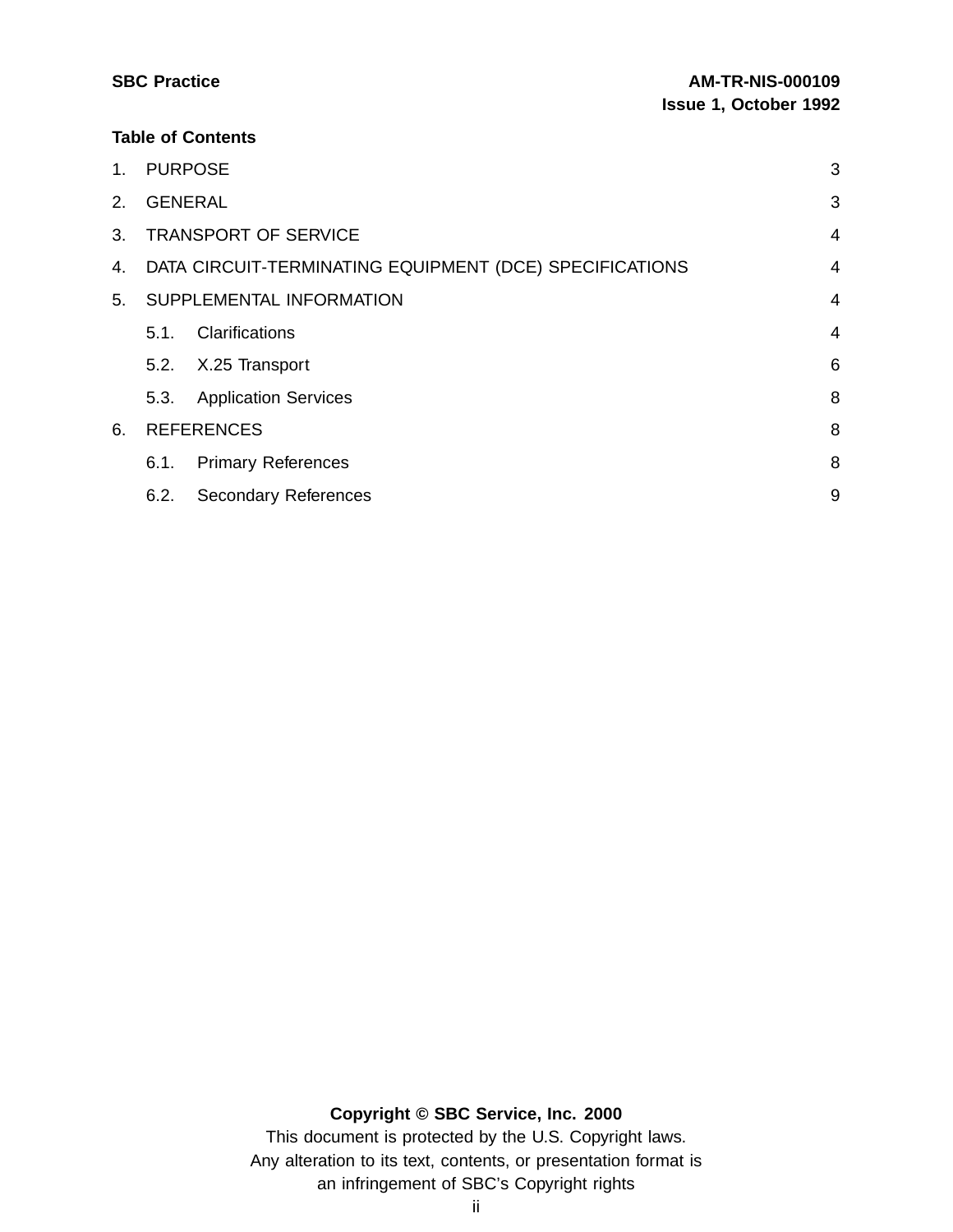**Table of Contents**

1. PURPOSE 3
2. GENERAL 3
3. TRANSPORT OF SERVICE 4
4. DATA CIRCUIT-TERMINATING EQUIPMENT (DCE) SPECIFICATIONS 4
5. SUPPLEMENTAL INFORMATION 4
   - 5.1. Clarifications 4
   - 5.2. X.25 Transport 6
   - 5.3. Application Services 8
6. REFERENCES 8
   - 6.1. Primary References 8
   - 6.2. Secondary References 9

**Copyright © SBC Service, Inc. 2000**

This document is protected by the U.S. Copyright laws.
Any alteration to its text, contents, or presentation format is
an infringement of SBC's Copyright rights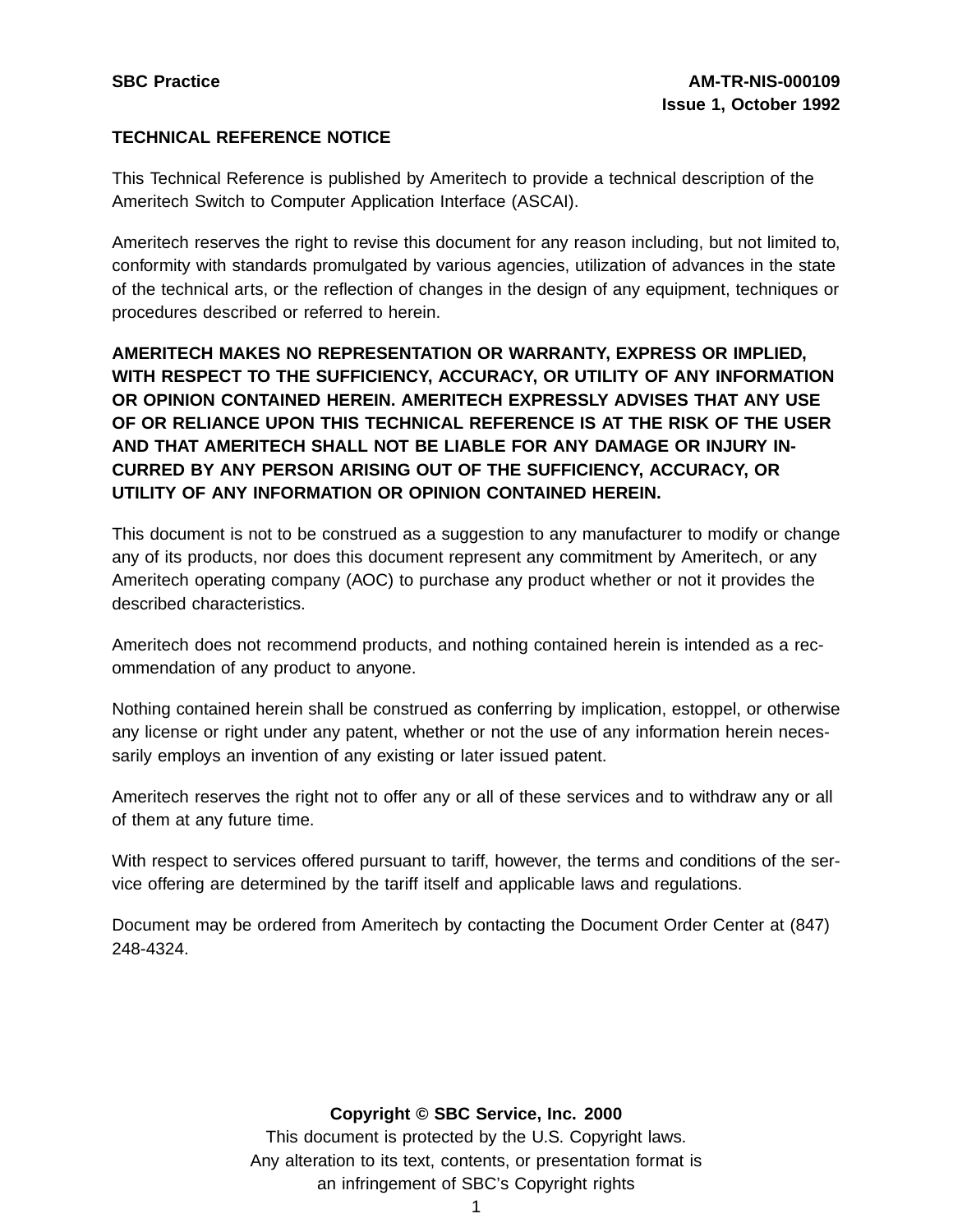SBC Practice

AM-TR-NIS-000109
Issue 1, October 1992

**TECHNICAL REFERENCE NOTICE**

This Technical Reference is published by Ameritech to provide a technical description of the Ameritech Switch to Computer Application Interface (ASCAI).

Ameritech reserves the right to revise this document for any reason including, but not limited to, conformity with standards promulgated by various agencies, utilization of advances in the state of the technical arts, or the reflection of changes in the design of any equipment, techniques or procedures described or referred to herein.

**AMERITECH MAKES NO REPRESENTATION OR WARRANTY, EXPRESS OR IMPLIED, WITH RESPECT TO THE SUFFICIENCY, ACCURACY, OR UTILITY OF ANY INFORMATION OR OPINION CONTAINED HEREIN. AMERITECH EXPRESSLY ADVISES THAT ANY USE OF OR RELIANCE UPON THIS TECHNICAL REFERENCE IS AT THE RISK OF THE USER AND THAT AMERITECH SHALL NOT BE LIABLE FOR ANY DAMAGE OR INJURY INCURRED BY ANY PERSON ARISING OUT OF THE SUFFICIENCY, ACCURACY, OR UTILITY OF ANY INFORMATION OR OPINION CONTAINED HEREIN.**

This document is not to be construed as a suggestion to any manufacturer to modify or change any of its products, nor does this document represent any commitment by Ameritech, or any Ameritech operating company (AOC) to purchase any product whether or not it provides the described characteristics.

Ameritech does not recommend products, and nothing contained herein is intended as a recommendation of any product to anyone.

Nothing contained herein shall be construed as conferring by implication, estoppel, or otherwise any license or right under any patent, whether or not the use of any information herein necessarily employs an invention of any existing or later issued patent.

Ameritech reserves the right not to offer any or all of these services and to withdraw any or all of them at any future time.

With respect to services offered pursuant to tariff, however, the terms and conditions of the service offering are determined by the tariff itself and applicable laws and regulations.

Document may be ordered from Ameritech by contacting the Document Order Center at (847) 248-4324.

**Copyright © SBC Service, Inc. 2000**

This document is protected by the U.S. Copyright laws.
Any alteration to its text, contents, or presentation format is
an infringement of SBC's Copyright rights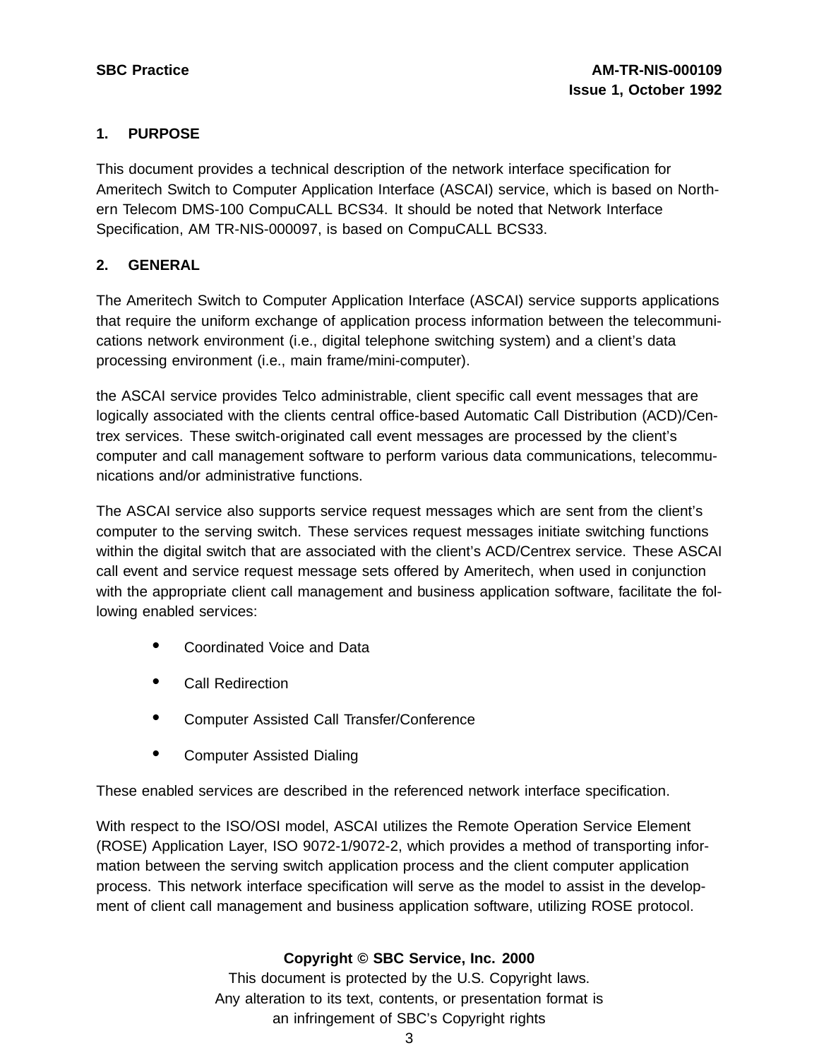## 1. PURPOSE

This document provides a technical description of the network interface specification for Ameritech Switch to Computer Application Interface (ASCAI) service, which is based on Northern Telecom DMS-100 CompuCALL BCS34. It should be noted that Network Interface Specification, AM TR-NIS-000097, is based on CompuCALL BCS33.

## 2. GENERAL

The Ameritech Switch to Computer Application Interface (ASCAI) service supports applications that require the uniform exchange of application process information between the telecommunications network environment (i.e., digital telephone switching system) and a client's data processing environment (i.e., main frame/mini-computer).

the ASCAI service provides Telco administrable, client specific call event messages that are logically associated with the clients central office-based Automatic Call Distribution (ACD)/Centrex services. These switch-originated call event messages are processed by the client's computer and call management software to perform various data communications, telecommunications and/or administrative functions.

The ASCAI service also supports service request messages which are sent from the client's computer to the serving switch. These services request messages initiate switching functions within the digital switch that are associated with the client's ACD/Centrex service. These ASCAI call event and service request message sets offered by Ameritech, when used in conjunction with the appropriate client call management and business application software, facilitate the following enabled services:

- Coordinated Voice and Data
- Call Redirection
- Computer Assisted Call Transfer/Conference
- Computer Assisted Dialing

These enabled services are described in the referenced network interface specification.

With respect to the ISO/OSI model, ASCAI utilizes the Remote Operation Service Element (ROSE) Application Layer, ISO 9072-1/9072-2, which provides a method of transporting information between the serving switch application process and the client computer application process. This network interface specification will serve as the model to assist in the development of client call management and business application software, utilizing ROSE protocol.

**Copyright © SBC Service, Inc. 2000**
This document is protected by the U.S. Copyright laws.
Any alteration to its text, contents, or presentation format is an infringement of SBC's Copyright rights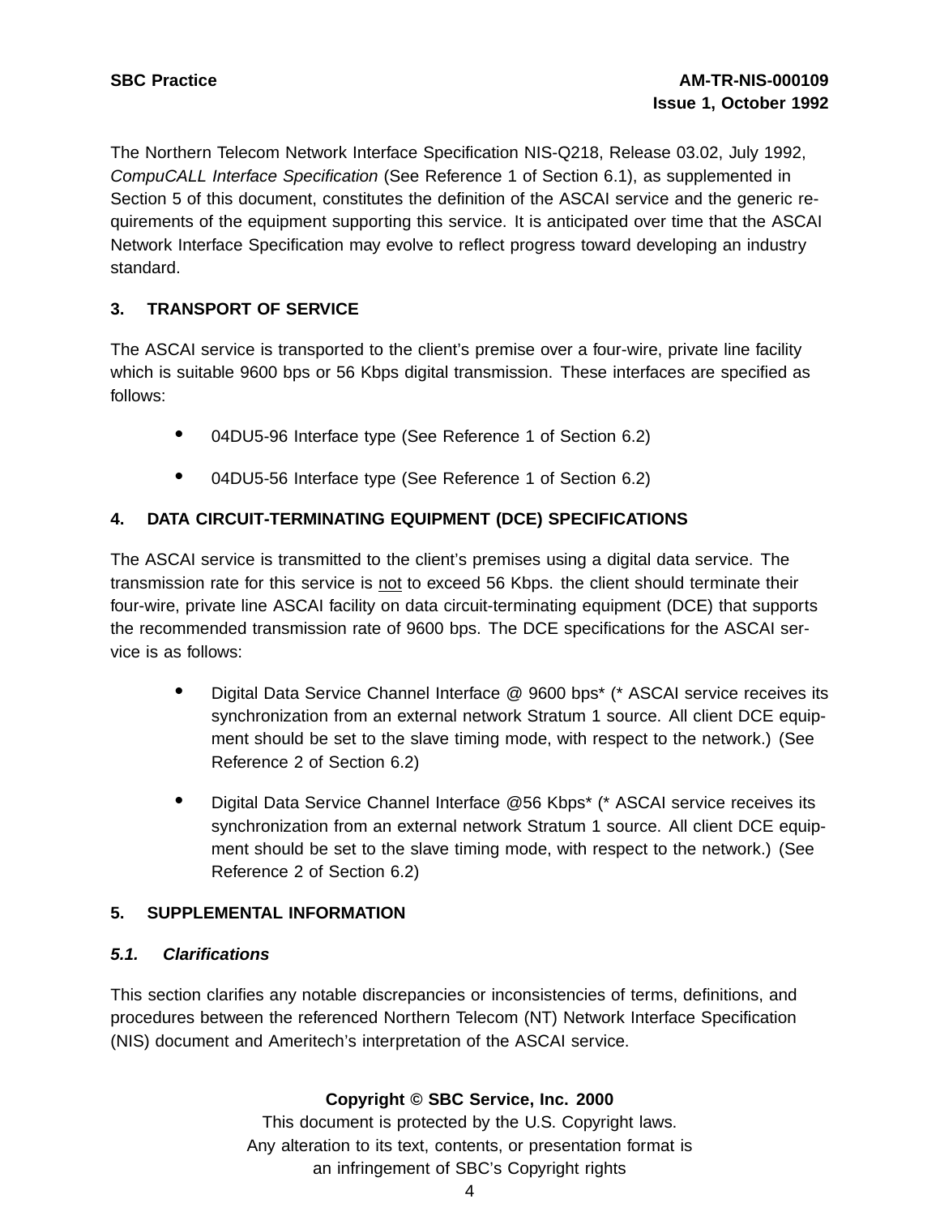The Northern Telecom Network Interface Specification NIS-Q218, Release 03.02, July 1992, *CompuCALL Interface Specification* (See Reference 1 of Section 6.1), as supplemented in Section 5 of this document, constitutes the definition of the ASCAI service and the generic requirements of the equipment supporting this service. It is anticipated over time that the ASCAI Network Interface Specification may evolve to reflect progress toward developing an industry standard.

## 3. TRANSPORT OF SERVICE

The ASCAI service is transported to the client's premise over a four-wire, private line facility which is suitable 9600 bps or 56 Kbps digital transmission. These interfaces are specified as follows:

- 04DU5-96 Interface type (See Reference 1 of Section 6.2)
- 04DU5-56 Interface type (See Reference 1 of Section 6.2)

## 4. DATA CIRCUIT-TERMINATING EQUIPMENT (DCE) SPECIFICATIONS

The ASCAI service is transmitted to the client's premises using a digital data service. The transmission rate for this service is <u>not</u> to exceed 56 Kbps. the client should terminate their four-wire, private line ASCAI facility on data circuit-terminating equipment (DCE) that supports the recommended transmission rate of 9600 bps. The DCE specifications for the ASCAI service is as follows:

- Digital Data Service Channel Interface @ 9600 bps* (* ASCAI service receives its synchronization from an external network Stratum 1 source. All client DCE equipment should be set to the slave timing mode, with respect to the network.) (See Reference 2 of Section 6.2)
- Digital Data Service Channel Interface @56 Kbps* (* ASCAI service receives its synchronization from an external network Stratum 1 source. All client DCE equipment should be set to the slave timing mode, with respect to the network.) (See Reference 2 of Section 6.2)

## 5. SUPPLEMENTAL INFORMATION

### *5.1. Clarifications*

This section clarifies any notable discrepancies or inconsistencies of terms, definitions, and procedures between the referenced Northern Telecom (NT) Network Interface Specification (NIS) document and Ameritech's interpretation of the ASCAI service.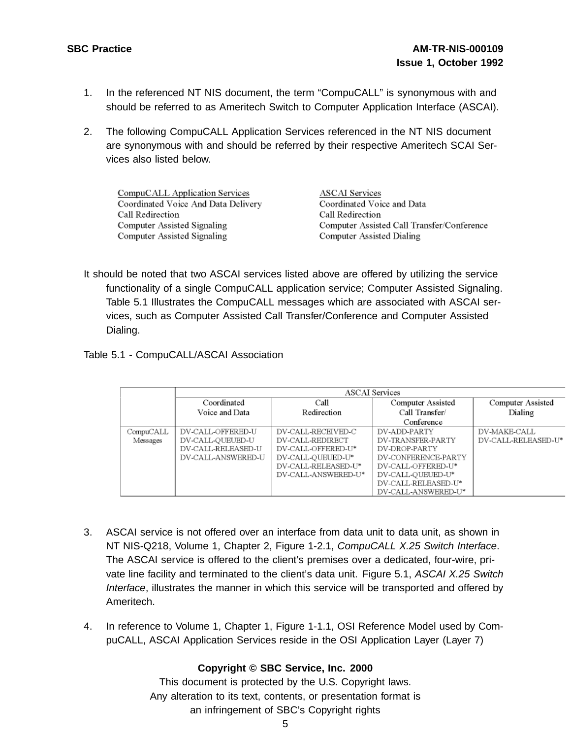1. In the referenced NT NIS document, the term "CompuCALL" is synonymous with and should be referred to as Ameritech Switch to Computer Application Interface (ASCAI).

2. The following CompuCALL Application Services referenced in the NT NIS document are synonymous with and should be referred by their respective Ameritech SCAI Services also listed below.

| CompuCALL Application Services | ASCAI Services |
|---|---|
| Coordinated Voice And Data Delivery | Coordinated Voice and Data |
| Call Redirection | Call Redirection |
| Computer Assisted Signaling | Computer Assisted Call Transfer/Conference |
| Computer Assisted Signaling | Computer Assisted Dialing |

It should be noted that two ASCAI services listed above are offered by utilizing the service functionality of a single CompuCALL application service; Computer Assisted Signaling. Table 5.1 Illustrates the CompuCALL messages which are associated with ASCAI services, such as Computer Assisted Call Transfer/Conference and Computer Assisted Dialing.

Table 5.1 - CompuCALL/ASCAI Association

| | ASCAI Services | | | |
|---|---|---|---|---|
| | Coordinated Voice and Data | Call Redirection | Computer Assisted Call Transfer/ Conference | Computer Assisted Dialing |
| CompuCALL Messages | DV-CALL-OFFERED-U<br>DV-CALL-QUEUED-U<br>DV-CALL-RELEASED-U<br>DV-CALL-ANSWERED-U | DV-CALL-RECEIVED-C<br>DV-CALL-REDIRECT<br>DV-CALL-OFFERED-U*<br>DV-CALL-QUEUED-U*<br>DV-CALL-RELEASED-U*<br>DV-CALL-ANSWERED-U* | DV-ADD-PARTY<br>DV-TRANSFER-PARTY<br>DV-DROP-PARTY<br>DV-CONFERENCE-PARTY<br>DV-CALL-OFFERED-U*<br>DV-CALL-QUEUED-U*<br>DV-CALL-RELEASED-U*<br>DV-CALL-ANSWERED-U* | DV-MAKE-CALL<br>DV-CALL-RELEASED-U* |

3. ASCAI service is not offered over an interface from data unit to data unit, as shown in NT NIS-Q218, Volume 1, Chapter 2, Figure 1-2.1, *CompuCALL X.25 Switch Interface*. The ASCAI service is offered to the client's premises over a dedicated, four-wire, private line facility and terminated to the client's data unit. Figure 5.1, *ASCAI X.25 Switch Interface*, illustrates the manner in which this service will be transported and offered by Ameritech.

4. In reference to Volume 1, Chapter 1, Figure 1-1.1, OSI Reference Model used by CompuCALL, ASCAI Application Services reside in the OSI Application Layer (Layer 7)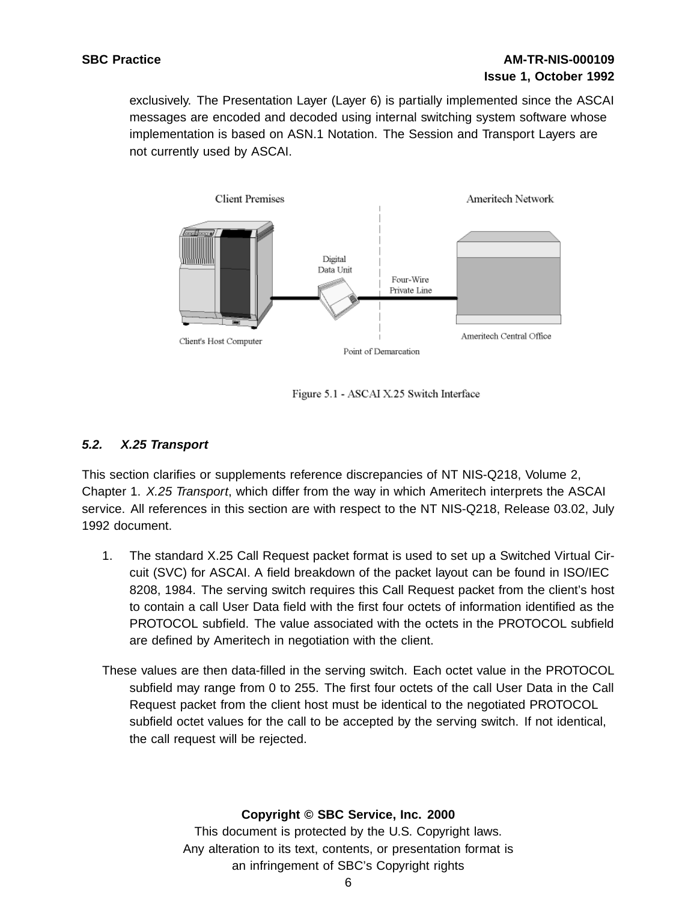exclusively. The Presentation Layer (Layer 6) is partially implemented since the ASCAI messages are encoded and decoded using internal switching system software whose implementation is based on ASN.1 Notation. The Session and Transport Layers are not currently used by ASCAI.

Figure 5.1 - ASCAI X.25 Switch Interface

### 5.2. *X.25 Transport*

This section clarifies or supplements reference discrepancies of NT NIS-Q218, Volume 2, Chapter 1. *X.25 Transport*, which differ from the way in which Ameritech interprets the ASCAI service. All references in this section are with respect to the NT NIS-Q218, Release 03.02, July 1992 document.

1. The standard X.25 Call Request packet format is used to set up a Switched Virtual Circuit (SVC) for ASCAI. A field breakdown of the packet layout can be found in ISO/IEC 8208, 1984. The serving switch requires this Call Request packet from the client's host to contain a call User Data field with the first four octets of information identified as the PROTOCOL subfield. The value associated with the octets in the PROTOCOL subfield are defined by Ameritech in negotiation with the client.

These values are then data-filled in the serving switch. Each octet value in the PROTOCOL subfield may range from 0 to 255. The first four octets of the call User Data in the Call Request packet from the client host must be identical to the negotiated PROTOCOL subfield octet values for the call to be accepted by the serving switch. If not identical, the call request will be rejected.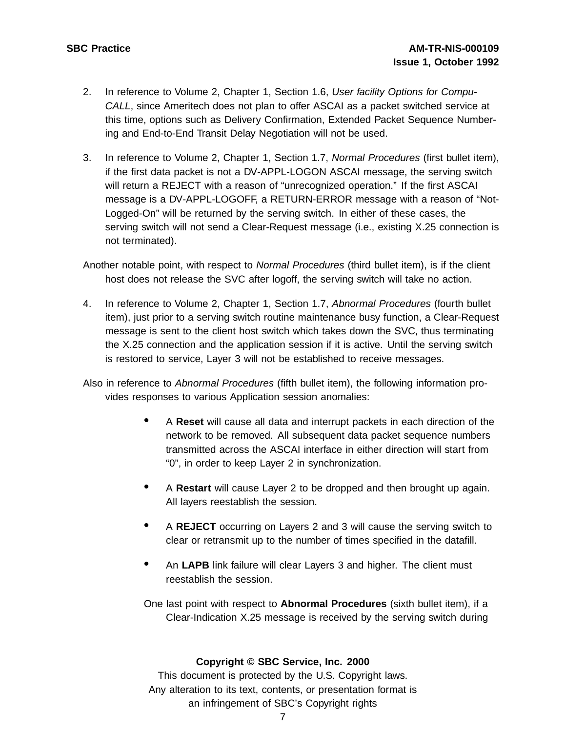2. In reference to Volume 2, Chapter 1, Section 1.6, *User facility Options for Compu-CALL*, since Ameritech does not plan to offer ASCAI as a packet switched service at this time, options such as Delivery Confirmation, Extended Packet Sequence Numbering and End-to-End Transit Delay Negotiation will not be used.

3. In reference to Volume 2, Chapter 1, Section 1.7, *Normal Procedures* (first bullet item), if the first data packet is not a DV-APPL-LOGON ASCAI message, the serving switch will return a REJECT with a reason of “unrecognized operation.” If the first ASCAI message is a DV-APPL-LOGOFF, a RETURN-ERROR message with a reason of “Not-Logged-On” will be returned by the serving switch. In either of these cases, the serving switch will not send a Clear-Request message (i.e., existing X.25 connection is not terminated).

Another notable point, with respect to *Normal Procedures* (third bullet item), is if the client host does not release the SVC after logoff, the serving switch will take no action.

4. In reference to Volume 2, Chapter 1, Section 1.7, *Abnormal Procedures* (fourth bullet item), just prior to a serving switch routine maintenance busy function, a Clear-Request message is sent to the client host switch which takes down the SVC, thus terminating the X.25 connection and the application session if it is active. Until the serving switch is restored to service, Layer 3 will not be established to receive messages.

Also in reference to *Abnormal Procedures* (fifth bullet item), the following information provides responses to various Application session anomalies:

- A **Reset** will cause all data and interrupt packets in each direction of the network to be removed. All subsequent data packet sequence numbers transmitted across the ASCAI interface in either direction will start from “0”, in order to keep Layer 2 in synchronization.
- A **Restart** will cause Layer 2 to be dropped and then brought up again. All layers reestablish the session.
- A **REJECT** occurring on Layers 2 and 3 will cause the serving switch to clear or retransmit up to the number of times specified in the datafill.
- An **LAPB** link failure will clear Layers 3 and higher. The client must reestablish the session.

One last point with respect to **Abnormal Procedures** (sixth bullet item), if a Clear-Indication X.25 message is received by the serving switch during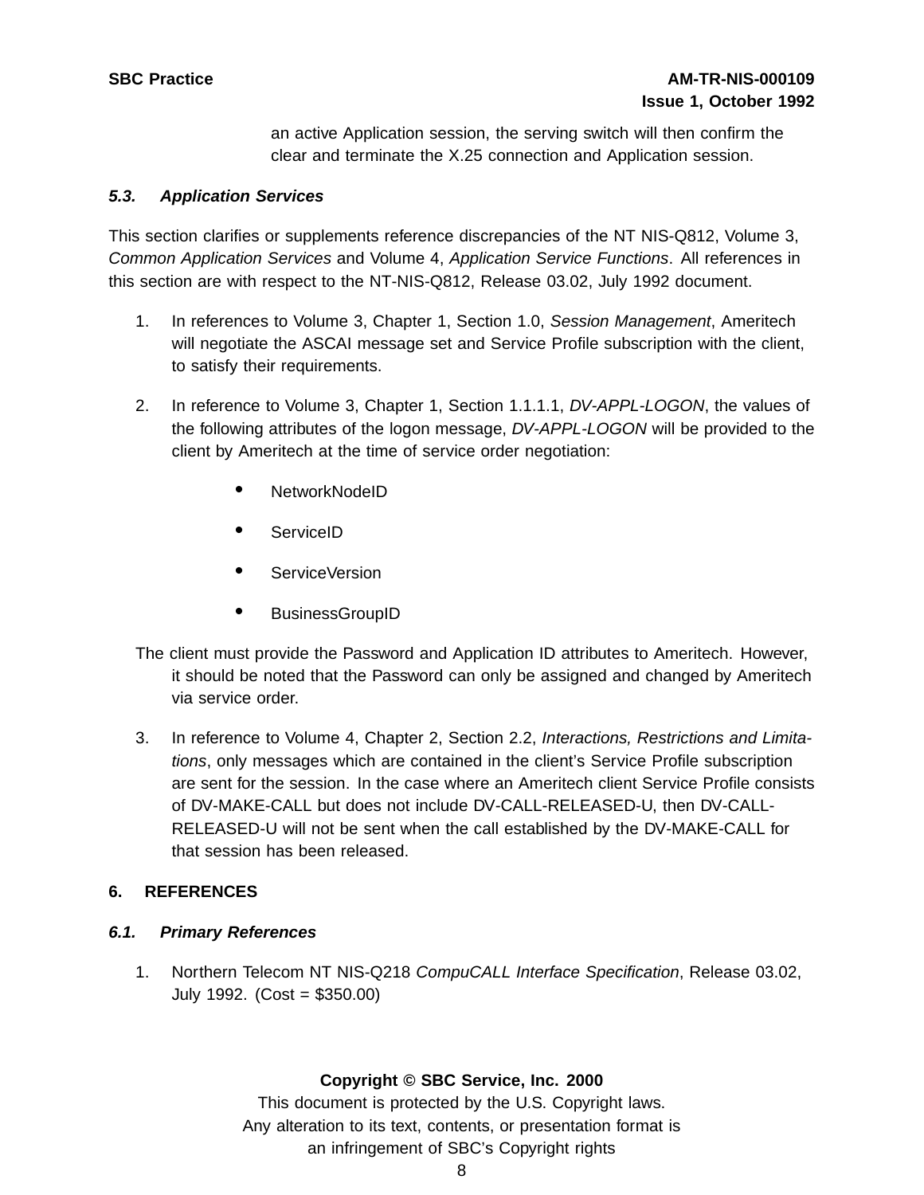an active Application session, the serving switch will then confirm the clear and terminate the X.25 connection and Application session.

### *5.3. Application Services*

This section clarifies or supplements reference discrepancies of the NT NIS-Q812, Volume 3, *Common Application Services* and Volume 4, *Application Service Functions*. All references in this section are with respect to the NT-NIS-Q812, Release 03.02, July 1992 document.

1. In references to Volume 3, Chapter 1, Section 1.0, *Session Management*, Ameritech will negotiate the ASCAI message set and Service Profile subscription with the client, to satisfy their requirements.

2. In reference to Volume 3, Chapter 1, Section 1.1.1.1, *DV-APPL-LOGON*, the values of the following attributes of the logon message, *DV-APPL-LOGON* will be provided to the client by Ameritech at the time of service order negotiation:

   - NetworkNodeID
   - ServiceID
   - ServiceVersion
   - BusinessGroupID

   The client must provide the Password and Application ID attributes to Ameritech. However, it should be noted that the Password can only be assigned and changed by Ameritech via service order.

3. In reference to Volume 4, Chapter 2, Section 2.2, *Interactions, Restrictions and Limitations*, only messages which are contained in the client's Service Profile subscription are sent for the session. In the case where an Ameritech client Service Profile consists of DV-MAKE-CALL but does not include DV-CALL-RELEASED-U, then DV-CALL-RELEASED-U will not be sent when the call established by the DV-MAKE-CALL for that session has been released.

## 6. REFERENCES

### *6.1. Primary References*

1. Northern Telecom NT NIS-Q218 *CompuCALL Interface Specification*, Release 03.02, July 1992. (Cost = $350.00)

**Copyright © SBC Service, Inc. 2000**
This document is protected by the U.S. Copyright laws.
Any alteration to its text, contents, or presentation format is an infringement of SBC's Copyright rights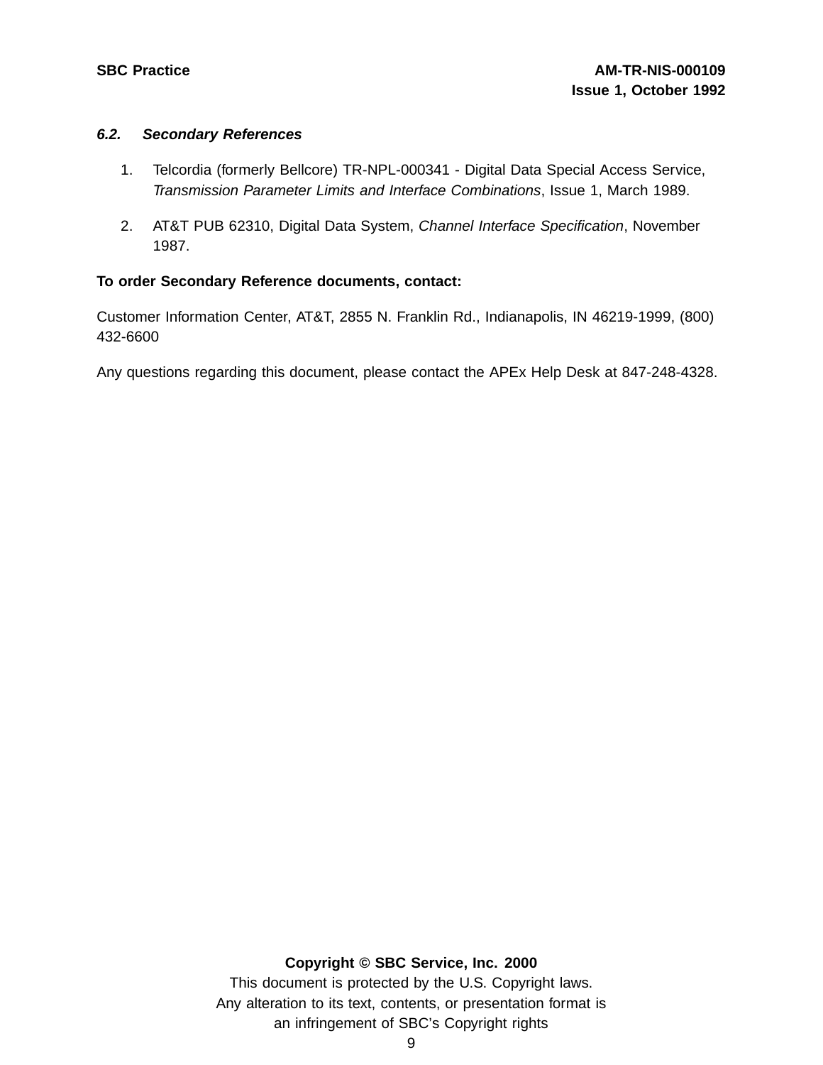### *6.2. Secondary References*

1. Telcordia (formerly Bellcore) TR-NPL-000341 - Digital Data Special Access Service, *Transmission Parameter Limits and Interface Combinations*, Issue 1, March 1989.

2. AT&T PUB 62310, Digital Data System, *Channel Interface Specification*, November 1987.

**To order Secondary Reference documents, contact:**

Customer Information Center, AT&T, 2855 N. Franklin Rd., Indianapolis, IN 46219-1999, (800) 432-6600

Any questions regarding this document, please contact the APEx Help Desk at 847-248-4328.

**Copyright © SBC Service, Inc. 2000**

This document is protected by the U.S. Copyright laws.
Any alteration to its text, contents, or presentation format is an infringement of SBC's Copyright rights